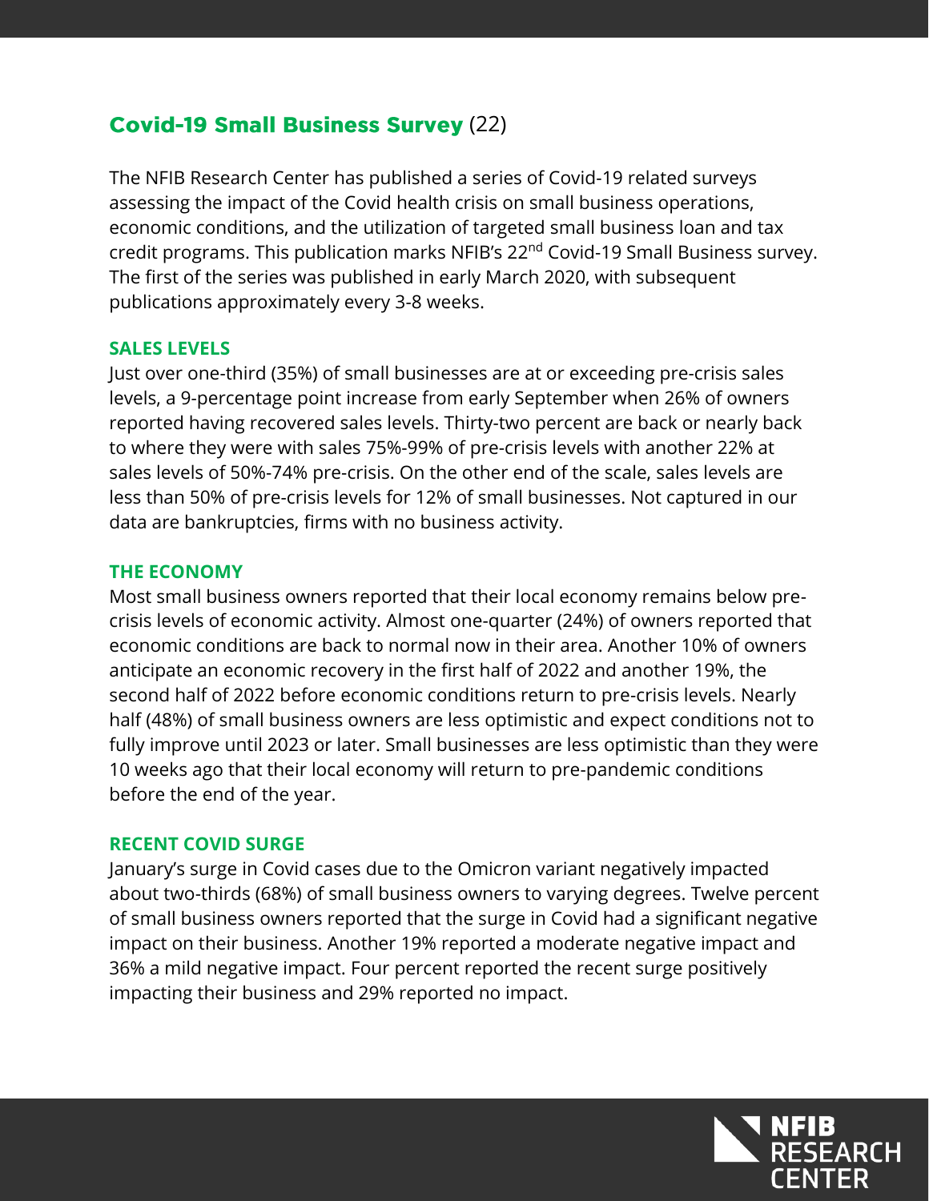# Covid-19 Small Business Survey (22)

The NFIB Research Center has published a series of Covid-19 related surveys assessing the impact of the Covid health crisis on small business operations, economic conditions, and the utilization of targeted small business loan and tax credit programs. This publication marks NFIB's 22nd Covid-19 Small Business survey. The first of the series was published in early March 2020, with subsequent publications approximately every 3-8 weeks.

## SALES LEVELS

Just over one-third (35%) of small businesses are at or exceeding pre-crisis sales levels, a 9-percentage point increase from early September when 26% of owners reported having recovered sales levels. Thirty-two percent are back or nearly back to where they were with sales 75%-99% of pre-crisis levels with another 22% at sales levels of 50%-74% pre-crisis. On the other end of the scale, sales levels are less than 50% of pre-crisis levels for 12% of small businesses. Not captured in our data are bankruptcies, firms with no business activity.

## THE ECONOMY

Most small business owners reported that their local economy remains below pre-crisis levels of economic activity. Almost one-quarter (24%) of owners reported that economic conditions are back to normal now in their area. Another 10% of owners anticipate an economic recovery in the first half of 2022 and another 19%, the second half of 2022 before economic conditions return to pre-crisis levels. Nearly half (48%) of small business owners are less optimistic and expect conditions not to fully improve until 2023 or later. Small businesses are less optimistic than they were 10 weeks ago that their local economy will return to pre-pandemic conditions before the end of the year.

## RECENT COVID SURGE

January's surge in Covid cases due to the Omicron variant negatively impacted about two-thirds (68%) of small business owners to varying degrees. Twelve percent of small business owners reported that the surge in Covid had a significant negative impact on their business. Another 19% reported a moderate negative impact and 36% a mild negative impact. Four percent reported the recent surge positively impacting their business and 29% reported no impact.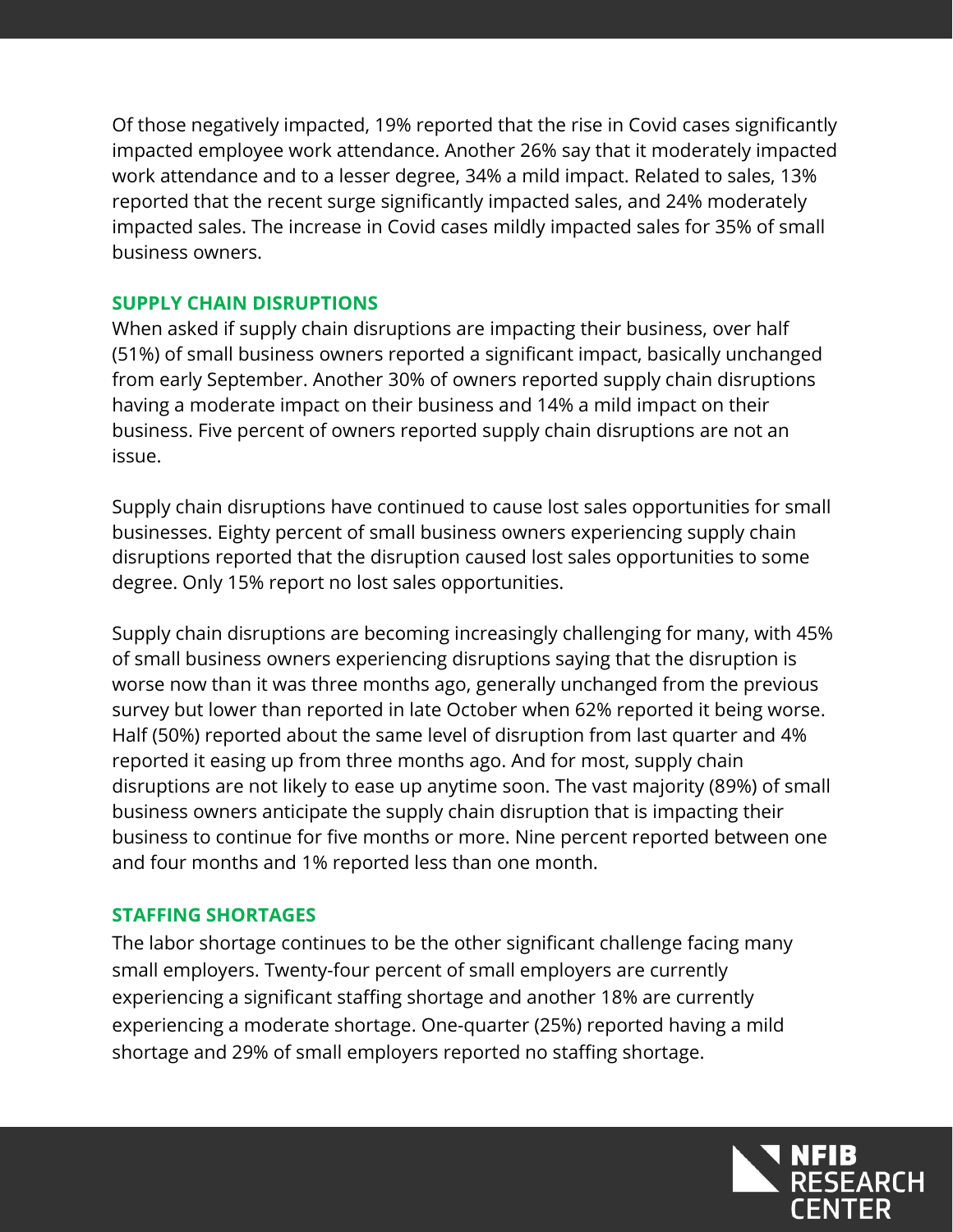Of those negatively impacted, 19% reported that the rise in Covid cases significantly impacted employee work attendance. Another 26% say that it moderately impacted work attendance and to a lesser degree, 34% a mild impact. Related to sales, 13% reported that the recent surge significantly impacted sales, and 24% moderately impacted sales. The increase in Covid cases mildly impacted sales for 35% of small business owners.

## SUPPLY CHAIN DISRUPTIONS

When asked if supply chain disruptions are impacting their business, over half (51%) of small business owners reported a significant impact, basically unchanged from early September. Another 30% of owners reported supply chain disruptions having a moderate impact on their business and 14% a mild impact on their business. Five percent of owners reported supply chain disruptions are not an issue.

Supply chain disruptions have continued to cause lost sales opportunities for small businesses. Eighty percent of small business owners experiencing supply chain disruptions reported that the disruption caused lost sales opportunities to some degree. Only 15% report no lost sales opportunities.

Supply chain disruptions are becoming increasingly challenging for many, with 45% of small business owners experiencing disruptions saying that the disruption is worse now than it was three months ago, generally unchanged from the previous survey but lower than reported in late October when 62% reported it being worse. Half (50%) reported about the same level of disruption from last quarter and 4% reported it easing up from three months ago. And for most, supply chain disruptions are not likely to ease up anytime soon. The vast majority (89%) of small business owners anticipate the supply chain disruption that is impacting their business to continue for five months or more. Nine percent reported between one and four months and 1% reported less than one month.

## STAFFING SHORTAGES

The labor shortage continues to be the other significant challenge facing many small employers. Twenty-four percent of small employers are currently experiencing a significant staffing shortage and another 18% are currently experiencing a moderate shortage. One-quarter (25%) reported having a mild shortage and 29% of small employers reported no staffing shortage.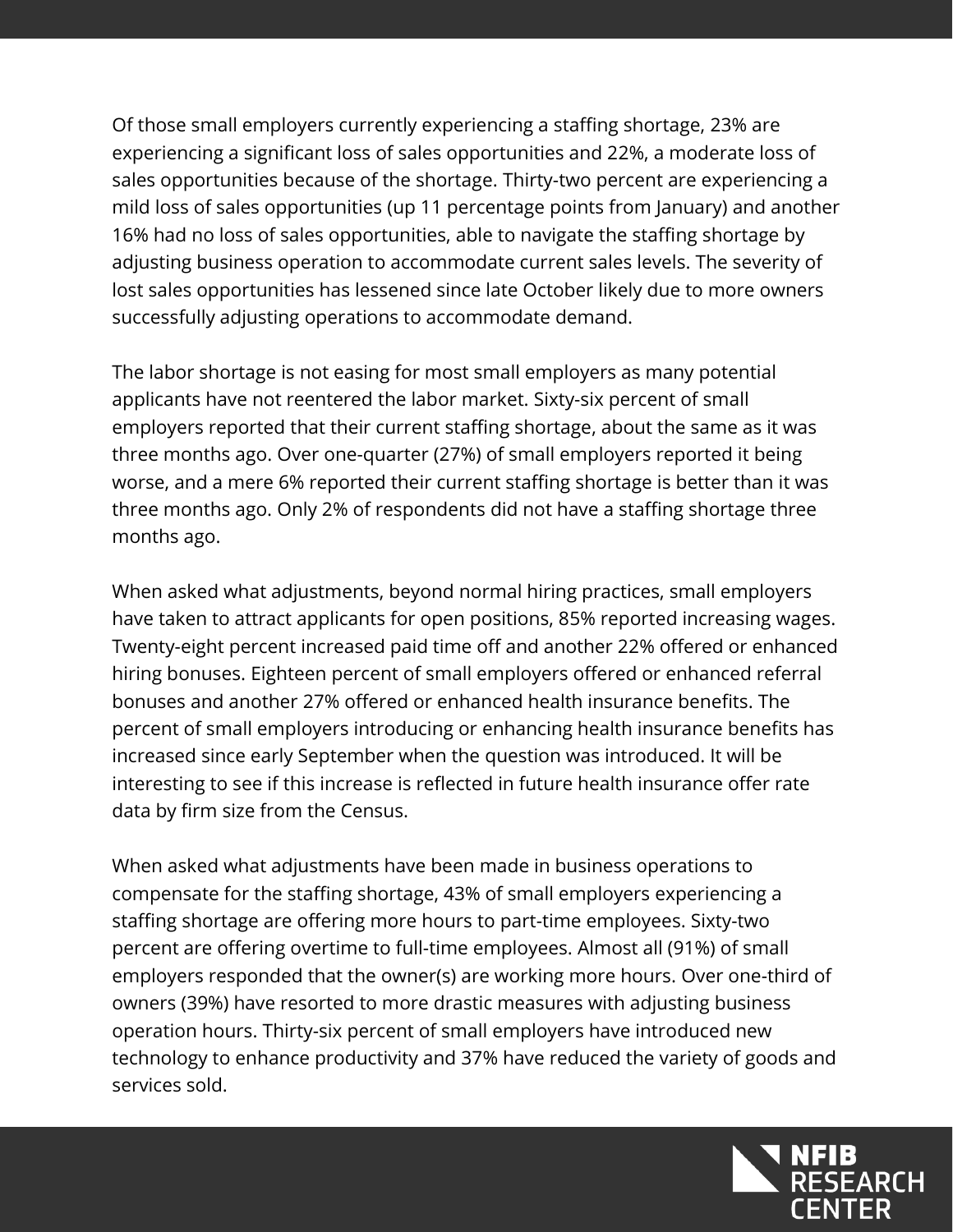Of those small employers currently experiencing a staffing shortage, 23% are experiencing a significant loss of sales opportunities and 22%, a moderate loss of sales opportunities because of the shortage. Thirty-two percent are experiencing a mild loss of sales opportunities (up 11 percentage points from January) and another 16% had no loss of sales opportunities, able to navigate the staffing shortage by adjusting business operation to accommodate current sales levels. The severity of lost sales opportunities has lessened since late October likely due to more owners successfully adjusting operations to accommodate demand.

The labor shortage is not easing for most small employers as many potential applicants have not reentered the labor market. Sixty-six percent of small employers reported that their current staffing shortage, about the same as it was three months ago. Over one-quarter (27%) of small employers reported it being worse, and a mere 6% reported their current staffing shortage is better than it was three months ago. Only 2% of respondents did not have a staffing shortage three months ago.

When asked what adjustments, beyond normal hiring practices, small employers have taken to attract applicants for open positions, 85% reported increasing wages. Twenty-eight percent increased paid time off and another 22% offered or enhanced hiring bonuses. Eighteen percent of small employers offered or enhanced referral bonuses and another 27% offered or enhanced health insurance benefits. The percent of small employers introducing or enhancing health insurance benefits has increased since early September when the question was introduced. It will be interesting to see if this increase is reflected in future health insurance offer rate data by firm size from the Census.

When asked what adjustments have been made in business operations to compensate for the staffing shortage, 43% of small employers experiencing a staffing shortage are offering more hours to part-time employees. Sixty-two percent are offering overtime to full-time employees. Almost all (91%) of small employers responded that the owner(s) are working more hours. Over one-third of owners (39%) have resorted to more drastic measures with adjusting business operation hours. Thirty-six percent of small employers have introduced new technology to enhance productivity and 37% have reduced the variety of goods and services sold.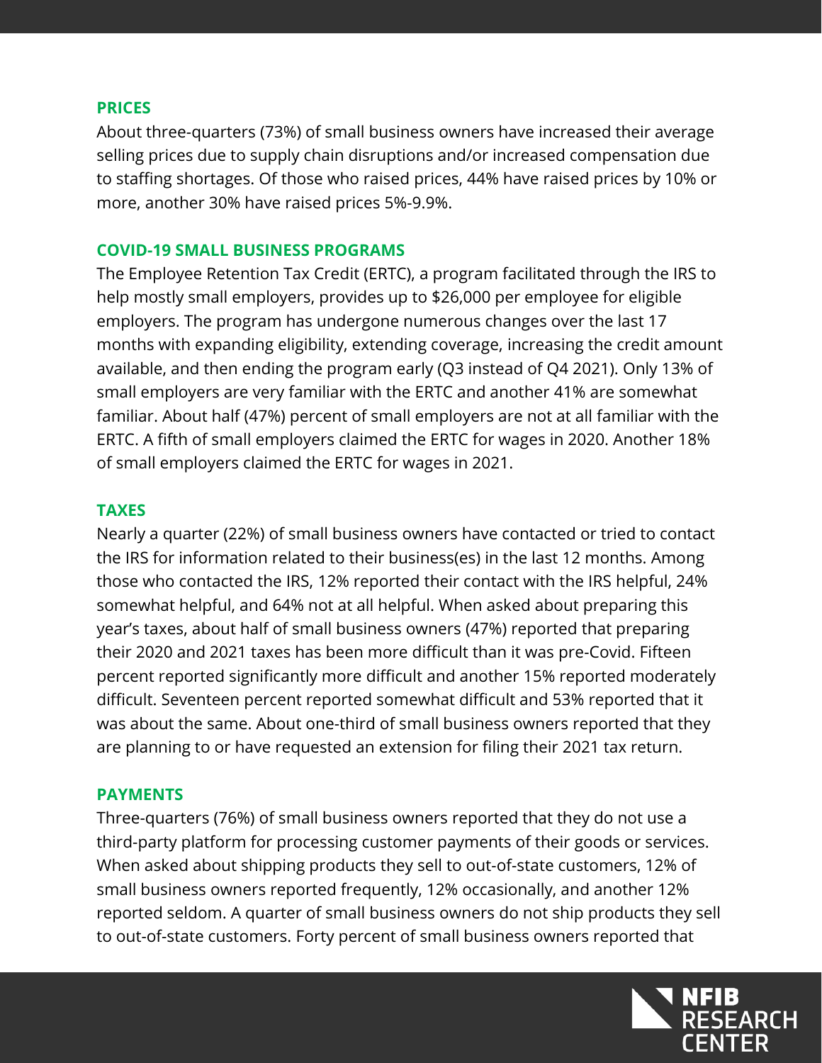## PRICES

About three-quarters (73%) of small business owners have increased their average selling prices due to supply chain disruptions and/or increased compensation due to staffing shortages. Of those who raised prices, 44% have raised prices by 10% or more, another 30% have raised prices 5%-9.9%.

## COVID-19 SMALL BUSINESS PROGRAMS

The Employee Retention Tax Credit (ERTC), a program facilitated through the IRS to help mostly small employers, provides up to $26,000 per employee for eligible employers. The program has undergone numerous changes over the last 17 months with expanding eligibility, extending coverage, increasing the credit amount available, and then ending the program early (Q3 instead of Q4 2021). Only 13% of small employers are very familiar with the ERTC and another 41% are somewhat familiar. About half (47%) percent of small employers are not at all familiar with the ERTC. A fifth of small employers claimed the ERTC for wages in 2020. Another 18% of small employers claimed the ERTC for wages in 2021.

## TAXES

Nearly a quarter (22%) of small business owners have contacted or tried to contact the IRS for information related to their business(es) in the last 12 months. Among those who contacted the IRS, 12% reported their contact with the IRS helpful, 24% somewhat helpful, and 64% not at all helpful. When asked about preparing this year's taxes, about half of small business owners (47%) reported that preparing their 2020 and 2021 taxes has been more difficult than it was pre-Covid. Fifteen percent reported significantly more difficult and another 15% reported moderately difficult. Seventeen percent reported somewhat difficult and 53% reported that it was about the same. About one-third of small business owners reported that they are planning to or have requested an extension for filing their 2021 tax return.

## PAYMENTS

Three-quarters (76%) of small business owners reported that they do not use a third-party platform for processing customer payments of their goods or services. When asked about shipping products they sell to out-of-state customers, 12% of small business owners reported frequently, 12% occasionally, and another 12% reported seldom. A quarter of small business owners do not ship products they sell to out-of-state customers. Forty percent of small business owners reported that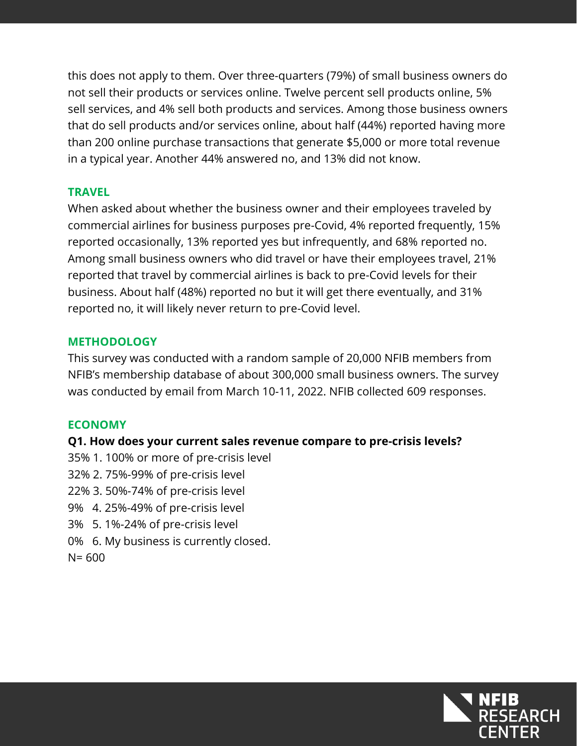this does not apply to them. Over three-quarters (79%) of small business owners do not sell their products or services online. Twelve percent sell products online, 5% sell services, and 4% sell both products and services. Among those business owners that do sell products and/or services online, about half (44%) reported having more than 200 online purchase transactions that generate $5,000 or more total revenue in a typical year. Another 44% answered no, and 13% did not know.

## TRAVEL

When asked about whether the business owner and their employees traveled by commercial airlines for business purposes pre-Covid, 4% reported frequently, 15% reported occasionally, 13% reported yes but infrequently, and 68% reported no. Among small business owners who did travel or have their employees travel, 21% reported that travel by commercial airlines is back to pre-Covid levels for their business. About half (48%) reported no but it will get there eventually, and 31% reported no, it will likely never return to pre-Covid level.

## METHODOLOGY

This survey was conducted with a random sample of 20,000 NFIB members from NFIB's membership database of about 300,000 small business owners. The survey was conducted by email from March 10-11, 2022. NFIB collected 609 responses.

## ECONOMY

**Q1. How does your current sales revenue compare to pre-crisis levels?**

35% 1. 100% or more of pre-crisis level
32% 2. 75%-99% of pre-crisis level
22% 3. 50%-74% of pre-crisis level
9% 4. 25%-49% of pre-crisis level
3% 5. 1%-24% of pre-crisis level
0% 6. My business is currently closed.
N= 600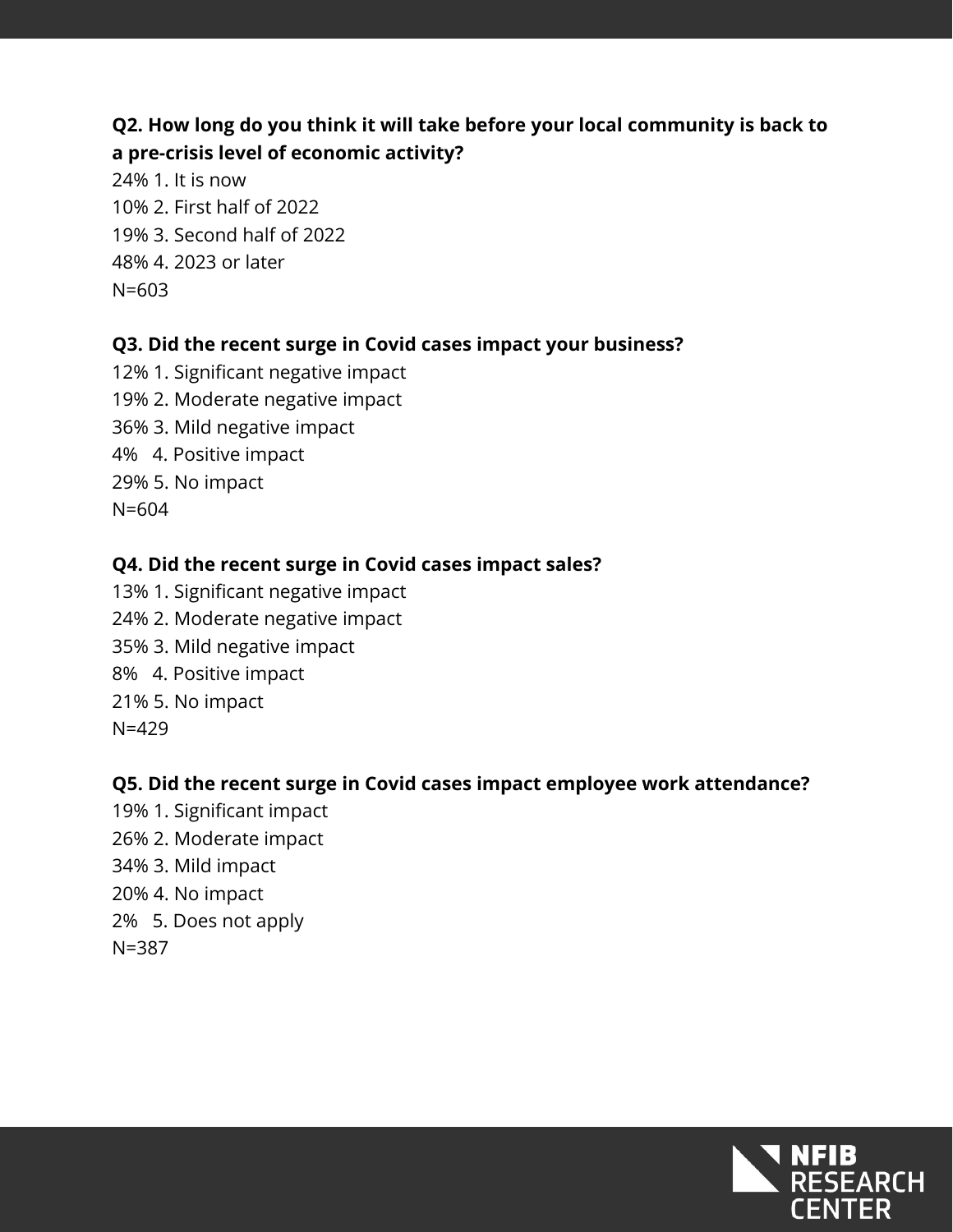**Q2. How long do you think it will take before your local community is back to a pre-crisis level of economic activity?**

24% 1. It is now
10% 2. First half of 2022
19% 3. Second half of 2022
48% 4. 2023 or later
N=603

**Q3. Did the recent surge in Covid cases impact your business?**

12% 1. Significant negative impact
19% 2. Moderate negative impact
36% 3. Mild negative impact
4% 4. Positive impact
29% 5. No impact
N=604

**Q4. Did the recent surge in Covid cases impact sales?**

13% 1. Significant negative impact
24% 2. Moderate negative impact
35% 3. Mild negative impact
8% 4. Positive impact
21% 5. No impact
N=429

**Q5. Did the recent surge in Covid cases impact employee work attendance?**

19% 1. Significant impact
26% 2. Moderate impact
34% 3. Mild impact
20% 4. No impact
2% 5. Does not apply
N=387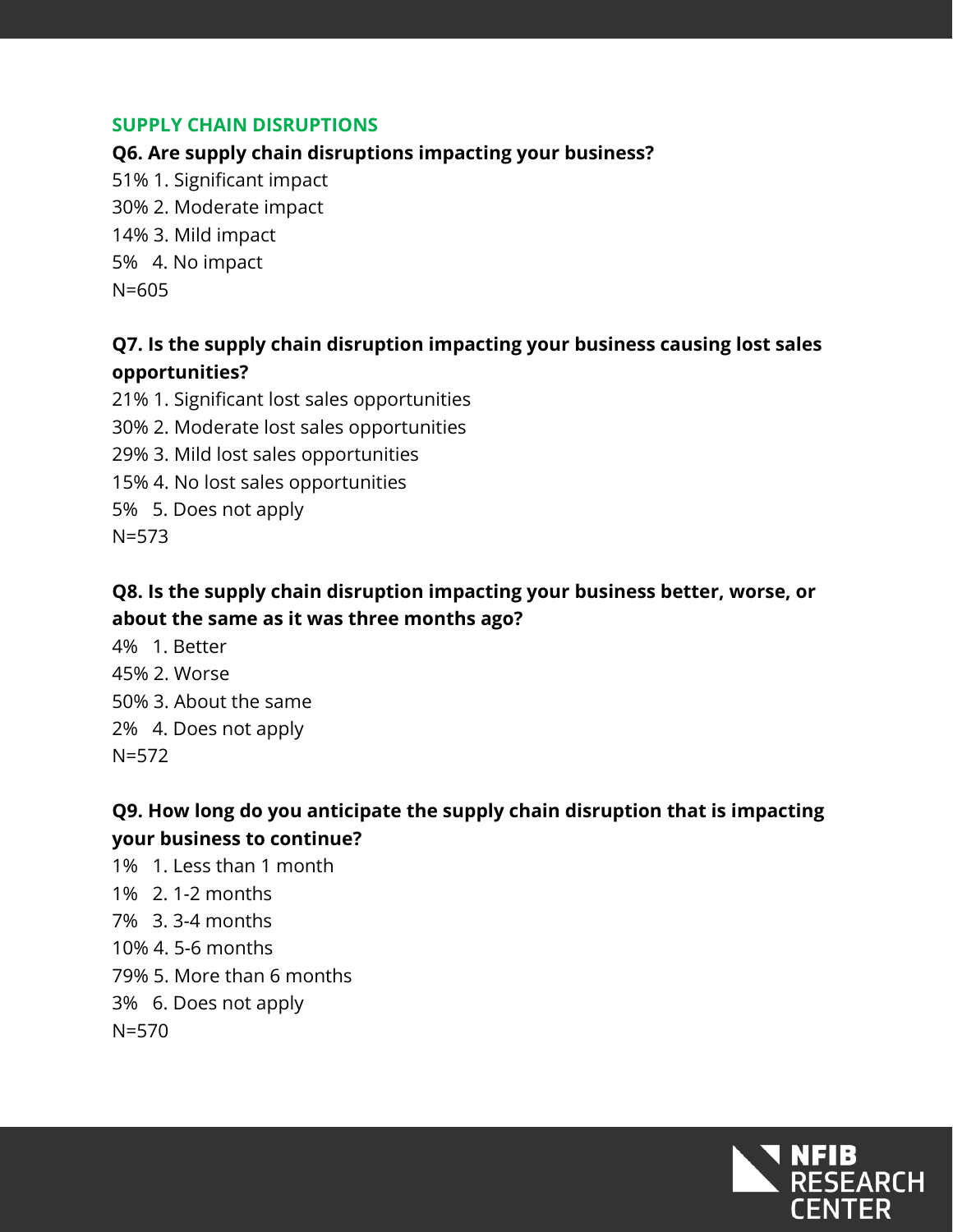## SUPPLY CHAIN DISRUPTIONS

**Q6. Are supply chain disruptions impacting your business?**

51% 1. Significant impact
30% 2. Moderate impact
14% 3. Mild impact
5% 4. No impact
N=605

**Q7. Is the supply chain disruption impacting your business causing lost sales opportunities?**

21% 1. Significant lost sales opportunities
30% 2. Moderate lost sales opportunities
29% 3. Mild lost sales opportunities
15% 4. No lost sales opportunities
5% 5. Does not apply
N=573

**Q8. Is the supply chain disruption impacting your business better, worse, or about the same as it was three months ago?**

4% 1. Better
45% 2. Worse
50% 3. About the same
2% 4. Does not apply
N=572

**Q9. How long do you anticipate the supply chain disruption that is impacting your business to continue?**

1% 1. Less than 1 month
1% 2. 1-2 months
7% 3. 3-4 months
10% 4. 5-6 months
79% 5. More than 6 months
3% 6. Does not apply
N=570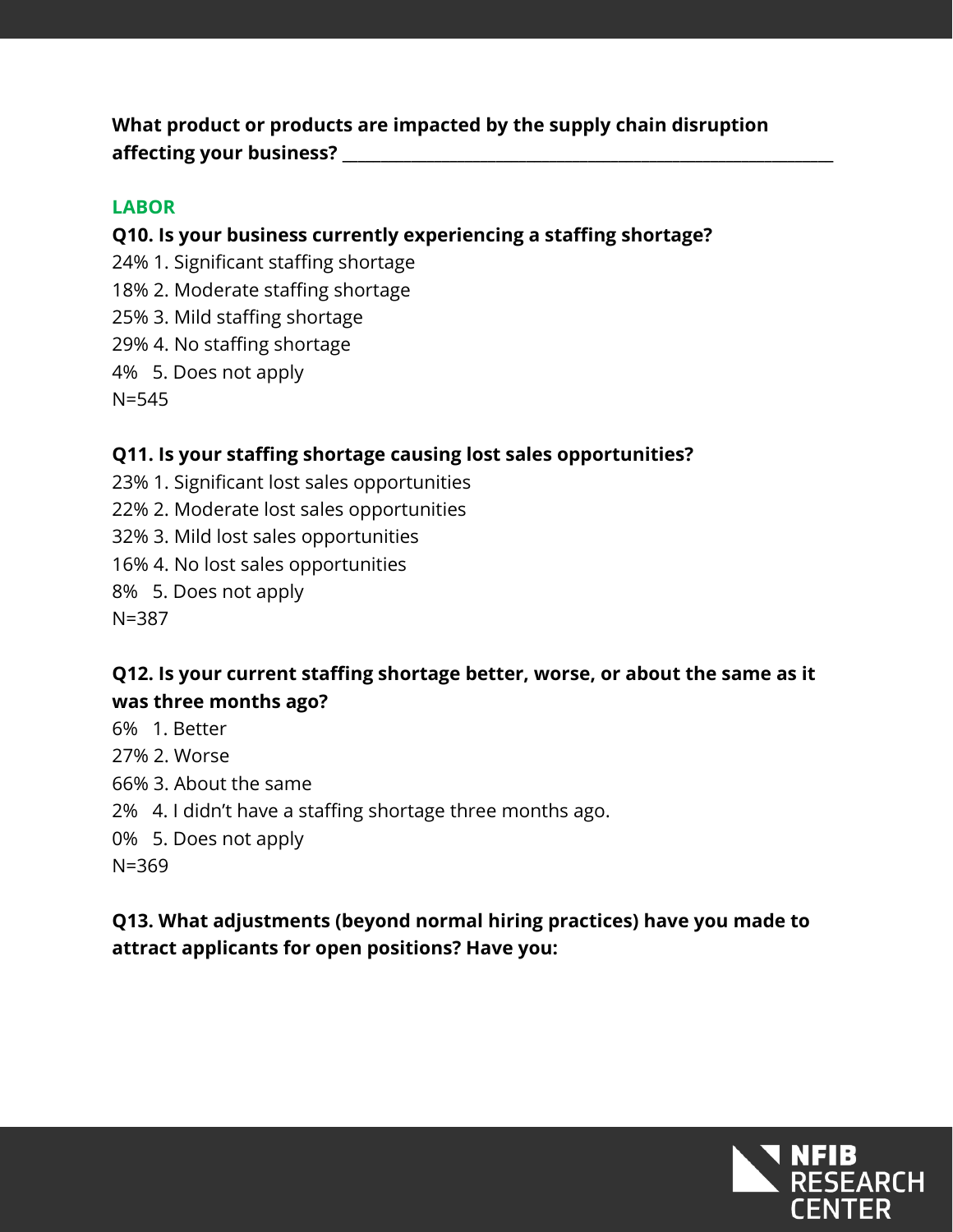**What product or products are impacted by the supply chain disruption affecting your business?** ____________________________________________________________

## LABOR

**Q10. Is your business currently experiencing a staffing shortage?**

24% 1. Significant staffing shortage
18% 2. Moderate staffing shortage
25% 3. Mild staffing shortage
29% 4. No staffing shortage
4% 5. Does not apply
N=545

**Q11. Is your staffing shortage causing lost sales opportunities?**

23% 1. Significant lost sales opportunities
22% 2. Moderate lost sales opportunities
32% 3. Mild lost sales opportunities
16% 4. No lost sales opportunities
8% 5. Does not apply
N=387

**Q12. Is your current staffing shortage better, worse, or about the same as it was three months ago?**

6% 1. Better
27% 2. Worse
66% 3. About the same
2% 4. I didn't have a staffing shortage three months ago.
0% 5. Does not apply
N=369

**Q13. What adjustments (beyond normal hiring practices) have you made to attract applicants for open positions? Have you:**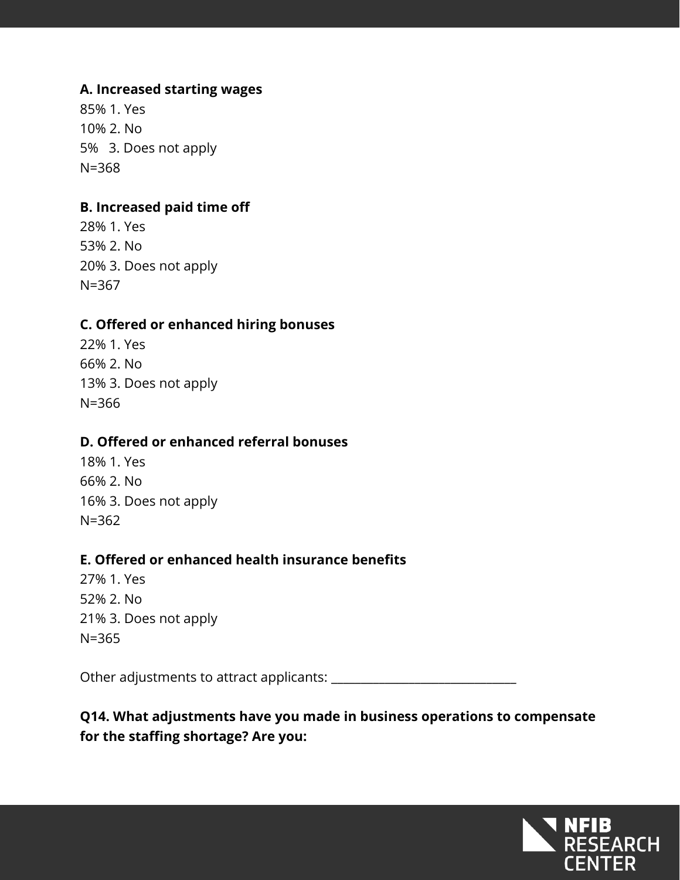**A. Increased starting wages**

85% 1. Yes
10% 2. No
5% 3. Does not apply
N=368

**B. Increased paid time off**

28% 1. Yes
53% 2. No
20% 3. Does not apply
N=367

**C. Offered or enhanced hiring bonuses**

22% 1. Yes
66% 2. No
13% 3. Does not apply
N=366

**D. Offered or enhanced referral bonuses**

18% 1. Yes
66% 2. No
16% 3. Does not apply
N=362

**E. Offered or enhanced health insurance benefits**

27% 1. Yes
52% 2. No
21% 3. Does not apply
N=365

Other adjustments to attract applicants: ______________________________

**Q14. What adjustments have you made in business operations to compensate for the staffing shortage? Are you:**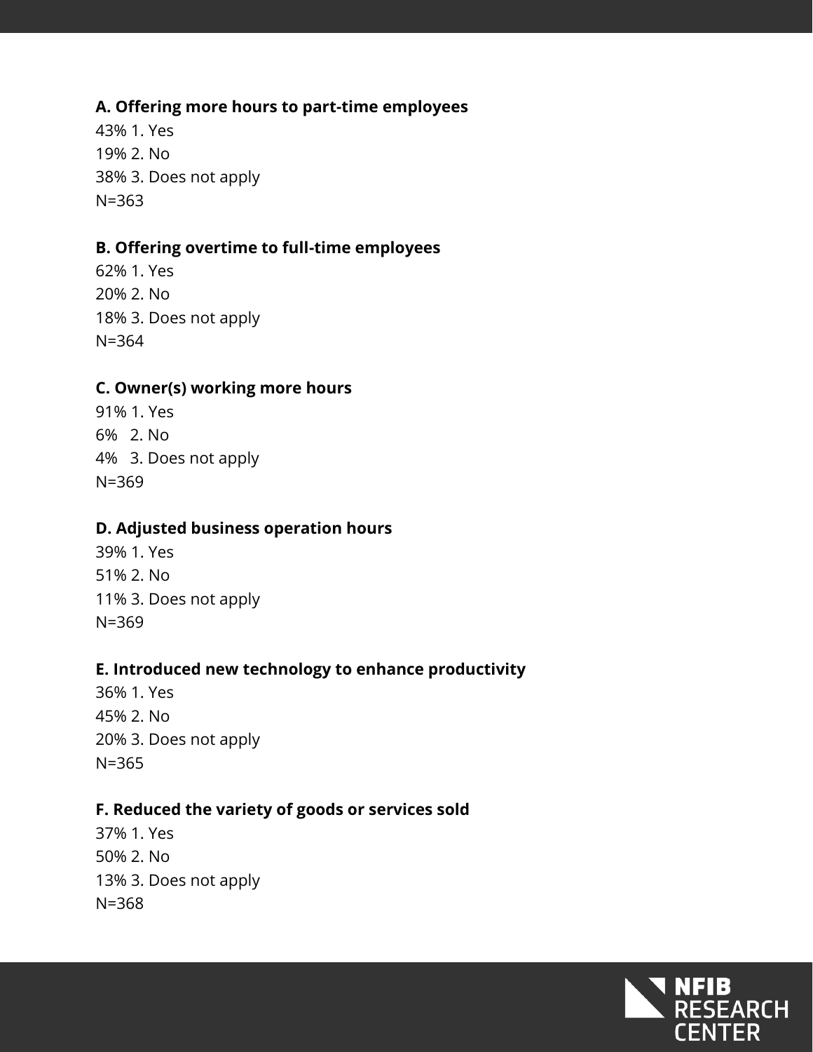**A. Offering more hours to part-time employees**

43% 1. Yes
19% 2. No
38% 3. Does not apply
N=363

**B. Offering overtime to full-time employees**

62% 1. Yes
20% 2. No
18% 3. Does not apply
N=364

**C. Owner(s) working more hours**

91% 1. Yes
6% 2. No
4% 3. Does not apply
N=369

**D. Adjusted business operation hours**

39% 1. Yes
51% 2. No
11% 3. Does not apply
N=369

**E. Introduced new technology to enhance productivity**

36% 1. Yes
45% 2. No
20% 3. Does not apply
N=365

**F. Reduced the variety of goods or services sold**

37% 1. Yes
50% 2. No
13% 3. Does not apply
N=368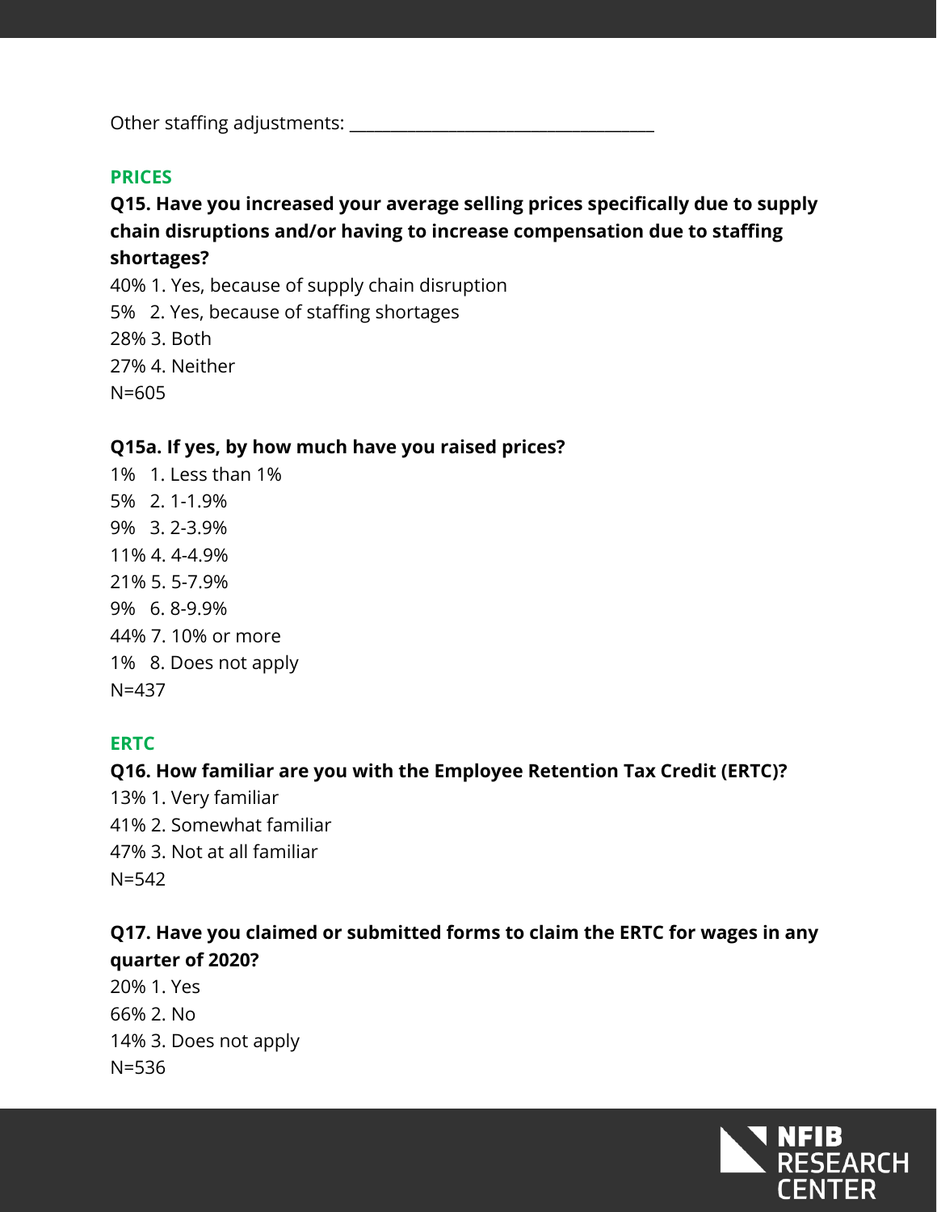Other staffing adjustments: ___________________________________

## PRICES

**Q15. Have you increased your average selling prices specifically due to supply chain disruptions and/or having to increase compensation due to staffing shortages?**

40% 1. Yes, because of supply chain disruption
5% 2. Yes, because of staffing shortages
28% 3. Both
27% 4. Neither
N=605

**Q15a. If yes, by how much have you raised prices?**

1% 1. Less than 1%
5% 2. 1-1.9%
9% 3. 2-3.9%
11% 4. 4-4.9%
21% 5. 5-7.9%
9% 6. 8-9.9%
44% 7. 10% or more
1% 8. Does not apply
N=437

## ERTC

**Q16. How familiar are you with the Employee Retention Tax Credit (ERTC)?**

13% 1. Very familiar
41% 2. Somewhat familiar
47% 3. Not at all familiar
N=542

**Q17. Have you claimed or submitted forms to claim the ERTC for wages in any quarter of 2020?**

20% 1. Yes
66% 2. No
14% 3. Does not apply
N=536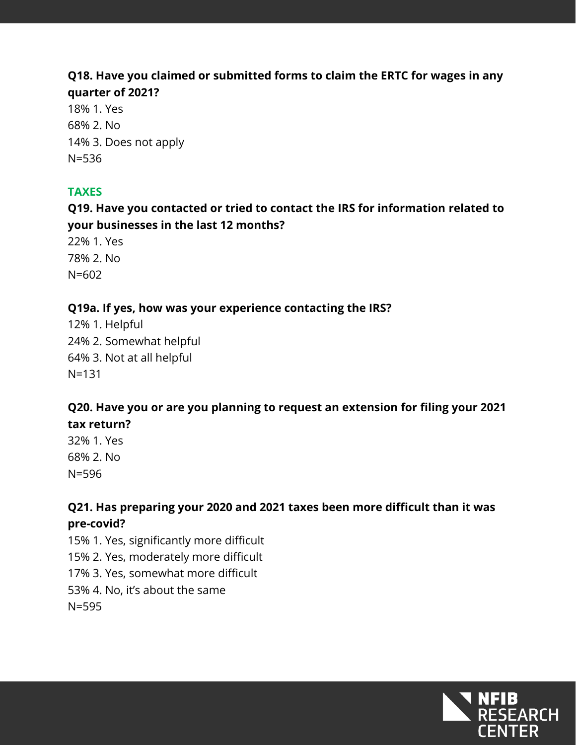**Q18. Have you claimed or submitted forms to claim the ERTC for wages in any quarter of 2021?**

18% 1. Yes
68% 2. No
14% 3. Does not apply
N=536

## TAXES

**Q19. Have you contacted or tried to contact the IRS for information related to your businesses in the last 12 months?**

22% 1. Yes
78% 2. No
N=602

**Q19a. If yes, how was your experience contacting the IRS?**

12% 1. Helpful
24% 2. Somewhat helpful
64% 3. Not at all helpful
N=131

**Q20. Have you or are you planning to request an extension for filing your 2021 tax return?**

32% 1. Yes
68% 2. No
N=596

**Q21. Has preparing your 2020 and 2021 taxes been more difficult than it was pre-covid?**

15% 1. Yes, significantly more difficult
15% 2. Yes, moderately more difficult
17% 3. Yes, somewhat more difficult
53% 4. No, it's about the same
N=595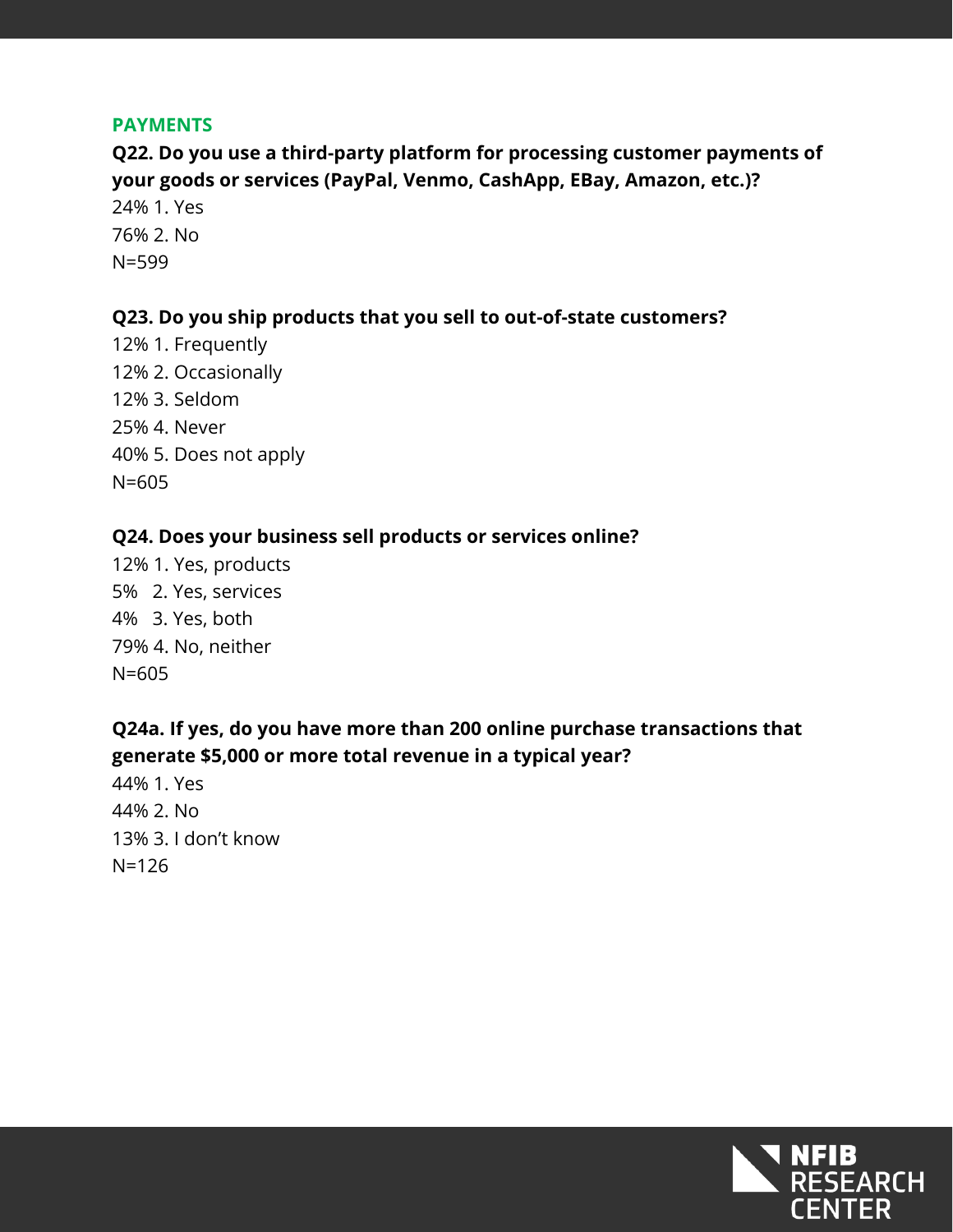## PAYMENTS

**Q22. Do you use a third-party platform for processing customer payments of your goods or services (PayPal, Venmo, CashApp, EBay, Amazon, etc.)?**

24% 1. Yes
76% 2. No
N=599

**Q23. Do you ship products that you sell to out-of-state customers?**

12% 1. Frequently
12% 2. Occasionally
12% 3. Seldom
25% 4. Never
40% 5. Does not apply
N=605

**Q24. Does your business sell products or services online?**

12% 1. Yes, products
5% 2. Yes, services
4% 3. Yes, both
79% 4. No, neither
N=605

**Q24a. If yes, do you have more than 200 online purchase transactions that generate $5,000 or more total revenue in a typical year?**

44% 1. Yes
44% 2. No
13% 3. I don't know
N=126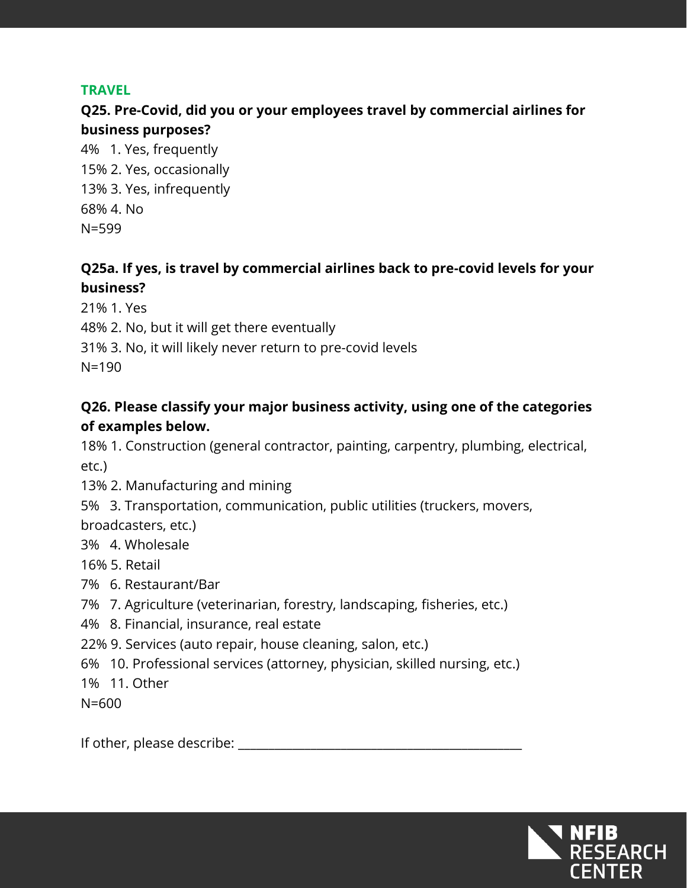## TRAVEL

**Q25. Pre-Covid, did you or your employees travel by commercial airlines for business purposes?**

4% 1. Yes, frequently
15% 2. Yes, occasionally
13% 3. Yes, infrequently
68% 4. No
N=599

**Q25a. If yes, is travel by commercial airlines back to pre-covid levels for your business?**

21% 1. Yes
48% 2. No, but it will get there eventually
31% 3. No, it will likely never return to pre-covid levels
N=190

**Q26. Please classify your major business activity, using one of the categories of examples below.**

18% 1. Construction (general contractor, painting, carpentry, plumbing, electrical, etc.)
13% 2. Manufacturing and mining
5% 3. Transportation, communication, public utilities (truckers, movers, broadcasters, etc.)
3% 4. Wholesale
16% 5. Retail
7% 6. Restaurant/Bar
7% 7. Agriculture (veterinarian, forestry, landscaping, fisheries, etc.)
4% 8. Financial, insurance, real estate
22% 9. Services (auto repair, house cleaning, salon, etc.)
6% 10. Professional services (attorney, physician, skilled nursing, etc.)
1% 11. Other
N=600

If other, please describe: ______________________________________________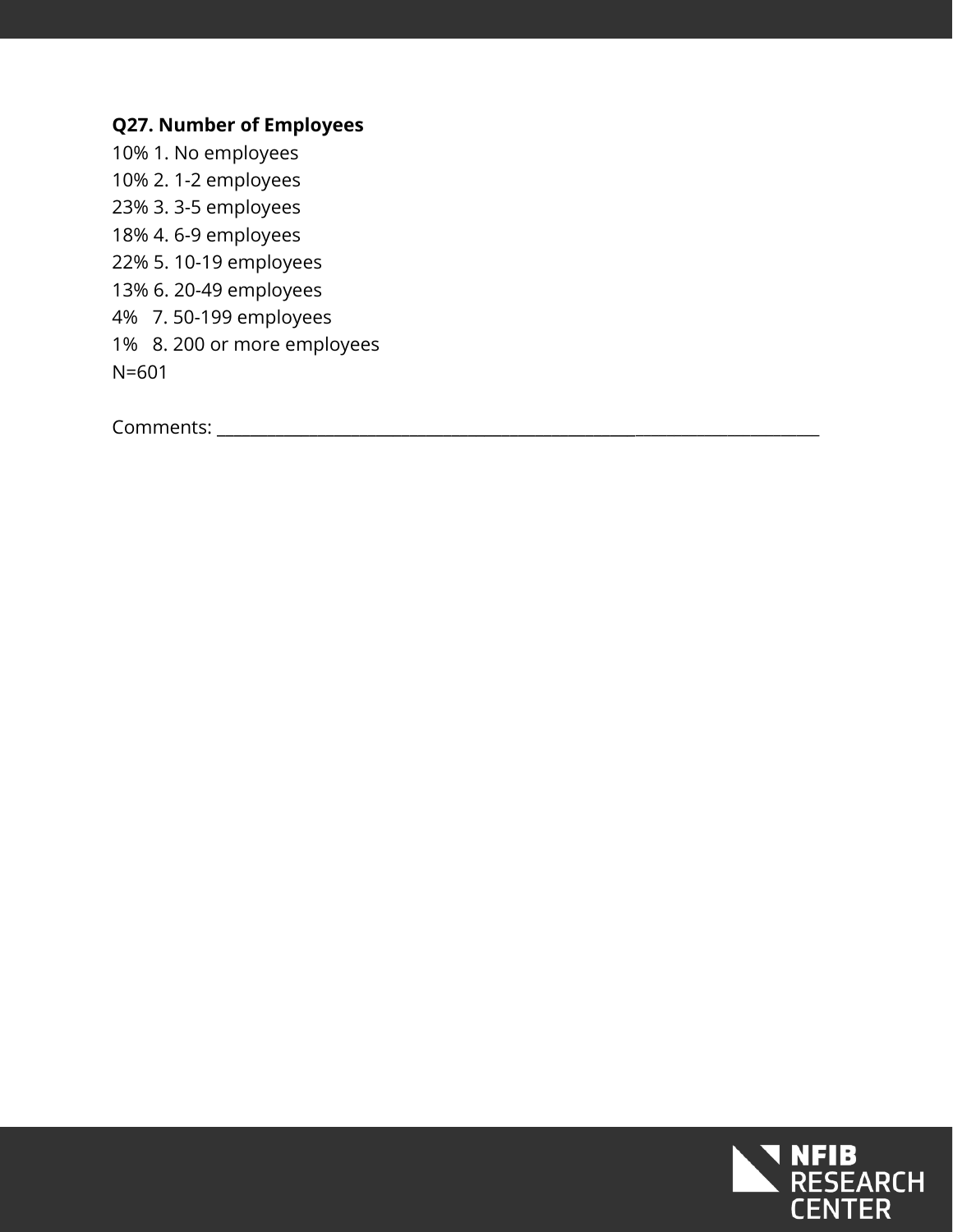**Q27. Number of Employees**

10% 1. No employees
10% 2. 1-2 employees
23% 3. 3-5 employees
18% 4. 6-9 employees
22% 5. 10-19 employees
13% 6. 20-49 employees
4%   7. 50-199 employees
1%   8. 200 or more employees
N=601

Comments: ___________________________________________________________________________